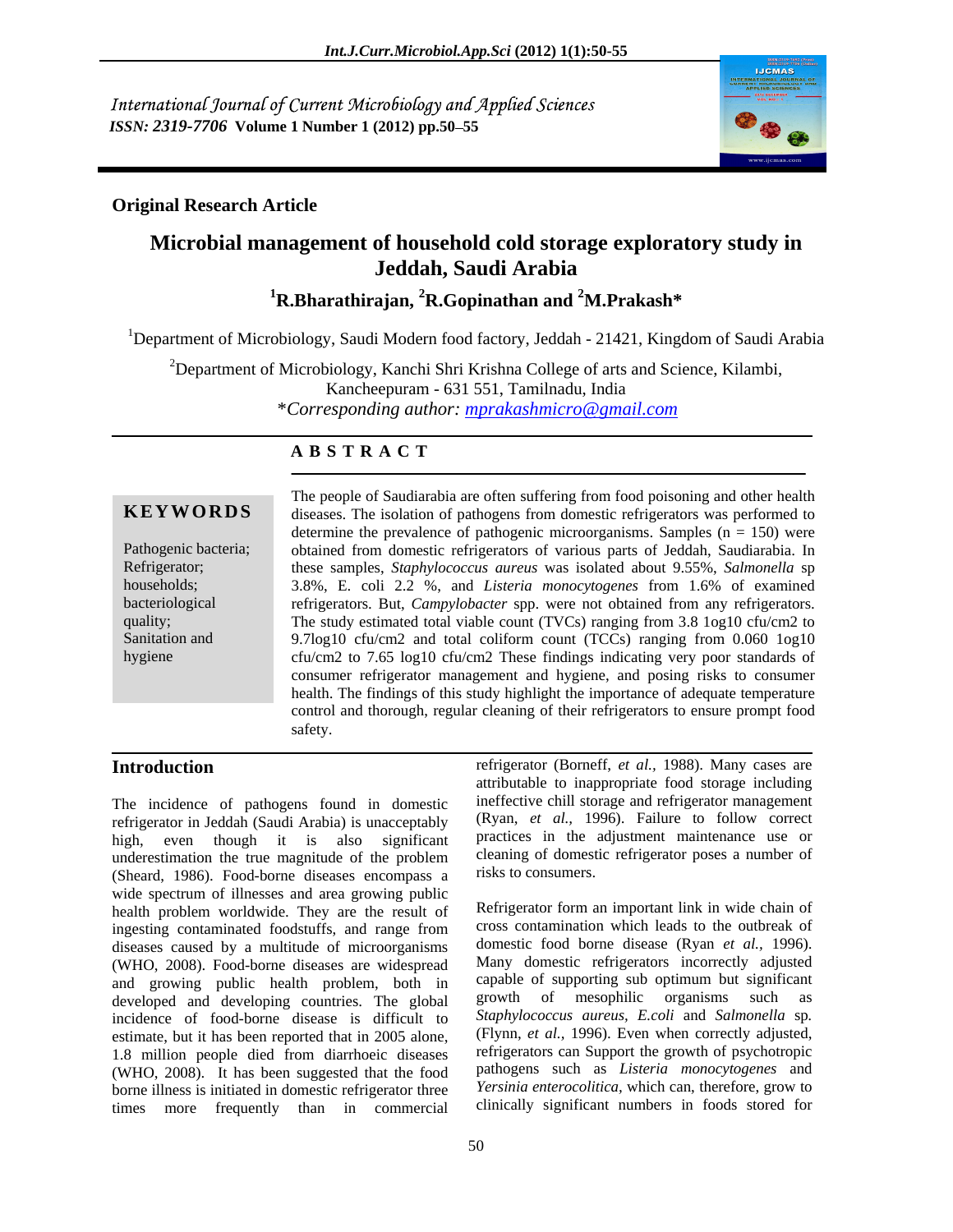International Journal of Current Microbiology and Applied Sciences
*ISSN: 2319-7706* **Volume 1 Number 1 (2012) pp.50–55**

**Original Research Article**

# Microbial management of household cold storage exploratory study in Jeddah, Saudi Arabia

**[1]R.Bharathirajan, [2]R.Gopinathan and [2]M.Prakash***

[1]Department of Microbiology, Saudi Modern food factory, Jeddah - 21421, Kingdom of Saudi Arabia

[2]Department of Microbiology, Kanchi Shri Krishna College of arts and Science, Kilambi, Kancheepuram - 631 551, Tamilnadu, India

*\*Corresponding author: mprakashmicro@gmail.com*

## ABSTRACT

**KEYWORDS**

Pathogenic bacteria; Refrigerator; households; bacteriological quality; Sanitation and hygiene

The people of Saudiarabia are often suffering from food poisoning and other health diseases. The isolation of pathogens from domestic refrigerators was performed to determine the prevalence of pathogenic microorganisms. Samples (n = 150) were obtained from domestic refrigerators of various parts of Jeddah, Saudiarabia. In these samples, *Staphylococcus aureus* was isolated about 9.55%, *Salmonella* sp 3.8%, E. coli 2.2 %, and *Listeria monocytogenes* from 1.6% of examined refrigerators. But, *Campylobacter* spp. were not obtained from any refrigerators. The study estimated total viable count (TVCs) ranging from 3.8 1og10 cfu/cm2 to 9.7log10 cfu/cm2 and total coliform count (TCCs) ranging from 0.060 1og10 cfu/cm2 to 7.65 log10 cfu/cm2 These findings indicating very poor standards of consumer refrigerator management and hygiene, and posing risks to consumer health. The findings of this study highlight the importance of adequate temperature control and thorough, regular cleaning of their refrigerators to ensure prompt food safety.

## Introduction

The incidence of pathogens found in domestic refrigerator in Jeddah (Saudi Arabia) is unacceptably high, even though it is also significant underestimation the true magnitude of the problem (Sheard, 1986). Food-borne diseases encompass a wide spectrum of illnesses and area growing public health problem worldwide. They are the result of ingesting contaminated foodstuffs, and range from diseases caused by a multitude of microorganisms (WHO, 2008). Food-borne diseases are widespread and growing public health problem, both in developed and developing countries. The global incidence of food-borne disease is difficult to estimate, but it has been reported that in 2005 alone, 1.8 million people died from diarrhoeic diseases (WHO, 2008). It has been suggested that the food borne illness is initiated in domestic refrigerator three times more frequently than in commercial refrigerator (Borneff, *et al.,* 1988). Many cases are attributable to inappropriate food storage including ineffective chill storage and refrigerator management (Ryan, *et al.,* 1996). Failure to follow correct practices in the adjustment maintenance use or cleaning of domestic refrigerator poses a number of risks to consumers.

Refrigerator form an important link in wide chain of cross contamination which leads to the outbreak of domestic food borne disease (Ryan *et al.,* 1996). Many domestic refrigerators incorrectly adjusted capable of supporting sub optimum but significant growth of mesophilic organisms such as *Staphylococcus aureus, E.coli* and *Salmonella* sp*.* (Flynn, *et al.,* 1996). Even when correctly adjusted, refrigerators can Support the growth of psychotropic pathogens such as *Listeria monocytogenes* and *Yersinia enterocolitica,* which can, therefore, grow to clinically significant numbers in foods stored for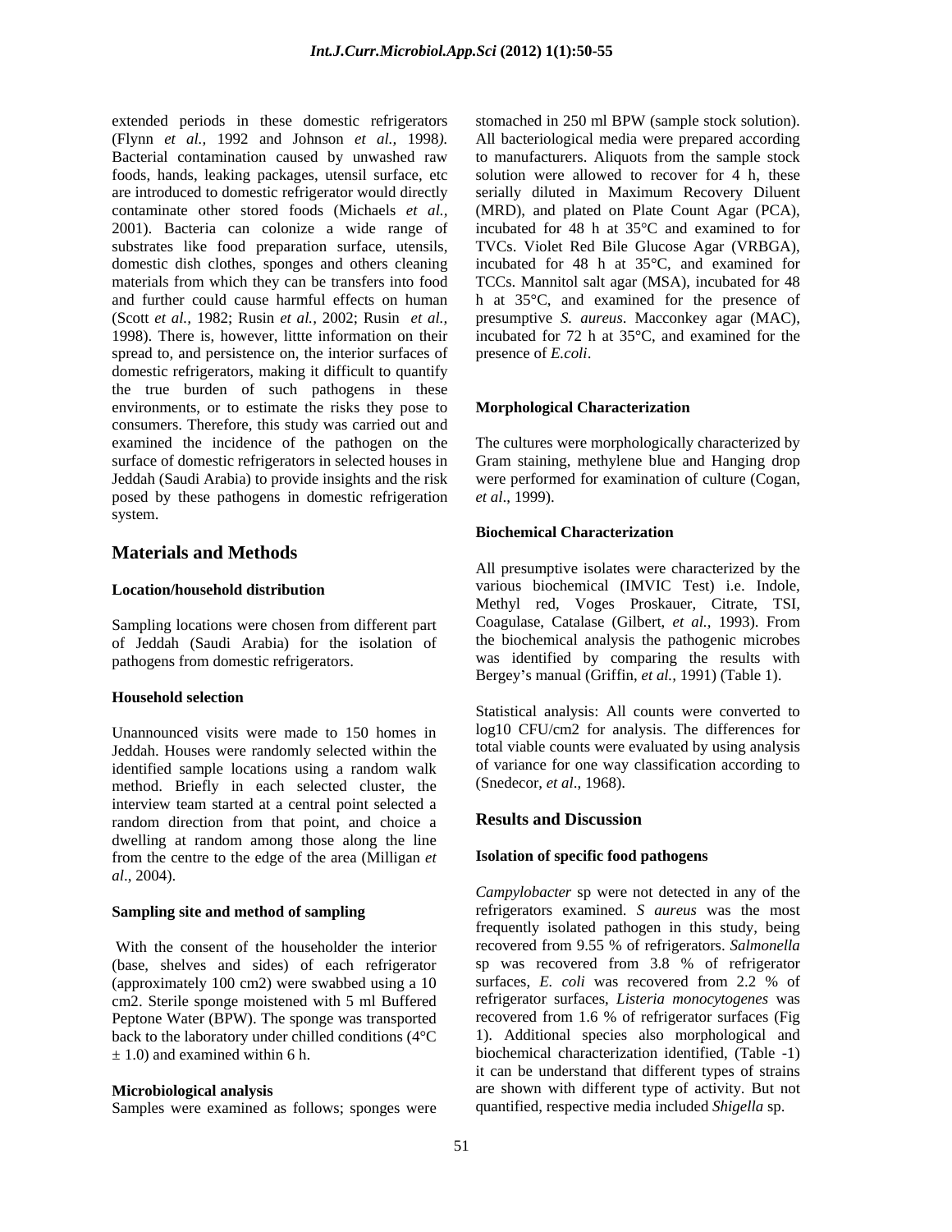extended periods in these domestic refrigerators (Flynn *et al.,* 1992 and Johnson *et al.,* 1998). Bacterial contamination caused by unwashed raw foods, hands, leaking packages, utensil surface, etc are introduced to domestic refrigerator would directly contaminate other stored foods (Michaels *et al.,* 2001). Bacteria can colonize a wide range of substrates like food preparation surface, utensils, domestic dish clothes, sponges and others cleaning materials from which they can be transfers into food and further could cause harmful effects on human (Scott *et al.,* 1982; Rusin *et al.,* 2002; Rusin *et al.,* 1998). There is, however, littte information on their spread to, and persistence on, the interior surfaces of domestic refrigerators, making it difficult to quantify the true burden of such pathogens in these environments, or to estimate the risks they pose to consumers. Therefore, this study was carried out and examined the incidence of the pathogen on the surface of domestic refrigerators in selected houses in Jeddah (Saudi Arabia) to provide insights and the risk posed by these pathogens in domestic refrigeration system.

## Materials and Methods

### Location/household distribution

Sampling locations were chosen from different part of Jeddah (Saudi Arabia) for the isolation of pathogens from domestic refrigerators.

### Household selection

Unannounced visits were made to 150 homes in Jeddah. Houses were randomly selected within the identified sample locations using a random walk method. Briefly in each selected cluster, the interview team started at a central point selected a random direction from that point, and choice a dwelling at random among those along the line from the centre to the edge of the area (Milligan *et al*., 2004).

### Sampling site and method of sampling

With the consent of the householder the interior (base, shelves and sides) of each refrigerator (approximately 100 cm2) were swabbed using a 10 cm2. Sterile sponge moistened with 5 ml Buffered Peptone Water (BPW). The sponge was transported back to the laboratory under chilled conditions (4°C ± 1.0) and examined within 6 h.

### Microbiological analysis

Samples were examined as follows; sponges were stomached in 250 ml BPW (sample stock solution). All bacteriological media were prepared according to manufacturers. Aliquots from the sample stock solution were allowed to recover for 4 h, these serially diluted in Maximum Recovery Diluent (MRD), and plated on Plate Count Agar (PCA), incubated for 48 h at 35°C and examined to for TVCs. Violet Red Bile Glucose Agar (VRBGA), incubated for 48 h at 35°C, and examined for TCCs. Mannitol salt agar (MSA), incubated for 48 h at 35°C, and examined for the presence of presumptive *S. aureus*. Macconkey agar (MAC), incubated for 72 h at 35°C, and examined for the presence of *E.coli*.

### Morphological Characterization

The cultures were morphologically characterized by Gram staining, methylene blue and Hanging drop were performed for examination of culture (Cogan, *et al*., 1999).

### Biochemical Characterization

All presumptive isolates were characterized by the various biochemical (IMVIC Test) i.e. Indole, Methyl red, Voges Proskauer, Citrate, TSI, Coagulase, Catalase (Gilbert, *et al.,* 1993). From the biochemical analysis the pathogenic microbes was identified by comparing the results with Bergey's manual (Griffin, *et al.,* 1991) (Table 1).

Statistical analysis: All counts were converted to log10 CFU/cm2 for analysis. The differences for total viable counts were evaluated by using analysis of variance for one way classification according to (Snedecor, *et al*., 1968).

## Results and Discussion

### Isolation of specific food pathogens

*Campylobacter* sp were not detected in any of the refrigerators examined. *S aureus* was the most frequently isolated pathogen in this study, being recovered from 9.55 % of refrigerators. *Salmonella* sp was recovered from 3.8 % of refrigerator surfaces, *E. coli* was recovered from 2.2 % of refrigerator surfaces, *Listeria monocytogenes* was recovered from 1.6 % of refrigerator surfaces (Fig 1). Additional species also morphological and biochemical characterization identified, (Table -1) it can be understand that different types of strains are shown with different type of activity. But not quantified, respective media included *Shigella* sp.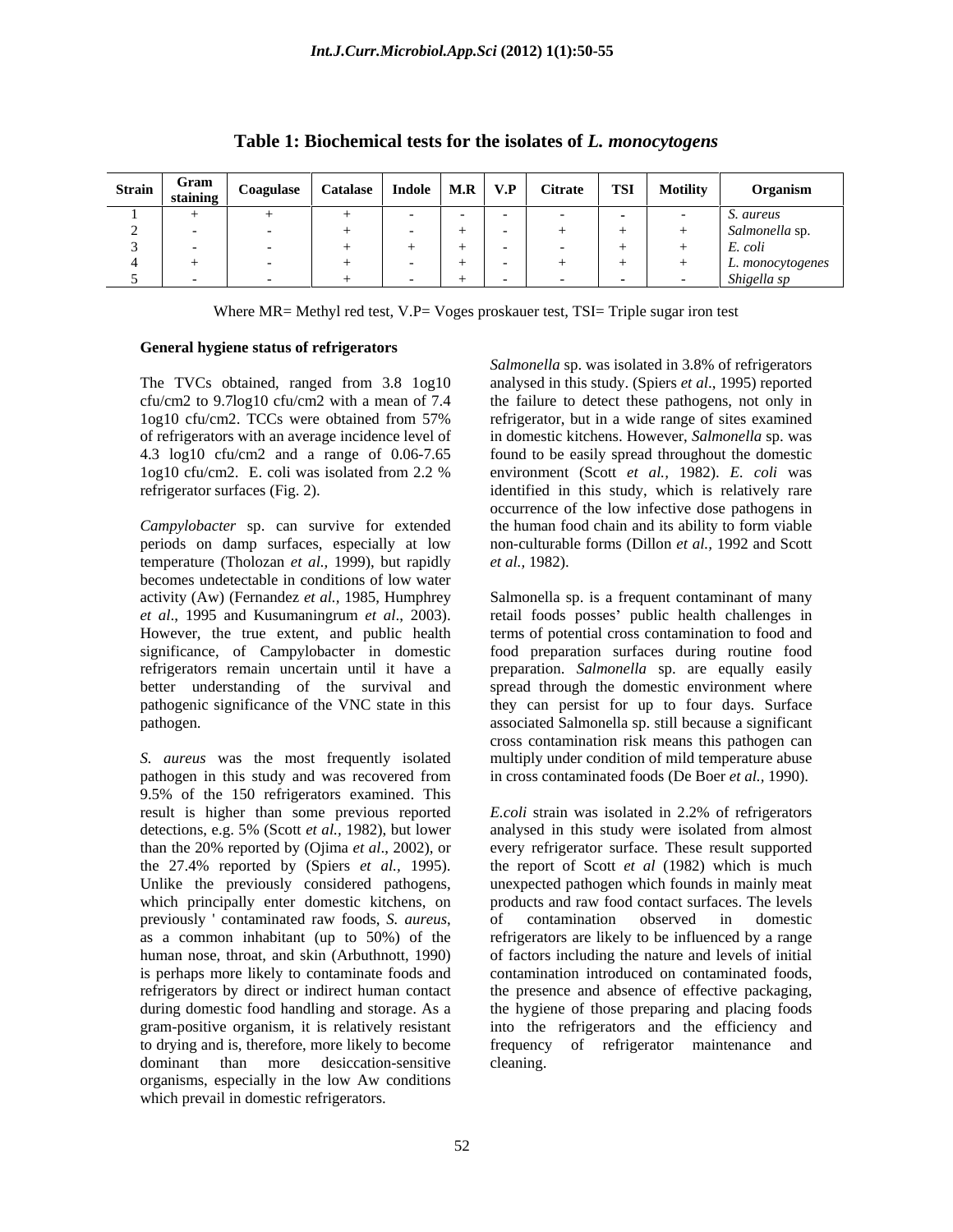**Table 1: Biochemical tests for the isolates of *L. monocytogens***

| Strain | Gram staining | Coagulase | Catalase | Indole | M.R | V.P | Citrate | TSI | Motility | Organism |
|---|---|---|---|---|---|---|---|---|---|---|
| 1 | + | + | + | - | - | - | - | - | - | *S. aureus* |
| 2 | - | - | + | - | + | - | + | + | + | *Salmonella* sp. |
| 3 | - | - | + | + | + | - | - | + | + | *E. coli* |
| 4 | + | - | + | - | + | - | + | + | + | *L. monocytogenes* |
| 5 | - | - | + | - | + | - | - | - | - | *Shigella sp* |

Where MR= Methyl red test, V.P= Voges proskauer test, TSI= Triple sugar iron test

**General hygiene status of refrigerators**

The TVCs obtained, ranged from 3.8 1og10 cfu/cm2 to 9.7log10 cfu/cm2 with a mean of 7.4 1og10 cfu/cm2. TCCs were obtained from 57% of refrigerators with an average incidence level of 4.3 log10 cfu/cm2 and a range of 0.06-7.65 1og10 cfu/cm2. E. coli was isolated from 2.2 % refrigerator surfaces (Fig. 2).

*Campylobacter* sp. can survive for extended periods on damp surfaces, especially at low temperature (Tholozan *et al.,* 1999), but rapidly becomes undetectable in conditions of low water activity (Aw) (Fernandez *et al.,* 1985, Humphrey *et al*., 1995 and Kusumaningrum *et al*., 2003). However, the true extent, and public health significance, of Campylobacter in domestic refrigerators remain uncertain until it have a better understanding of the survival and pathogenic significance of the VNC state in this pathogen.

*S. aureus* was the most frequently isolated pathogen in this study and was recovered from 9.5% of the 150 refrigerators examined. This result is higher than some previous reported detections, e.g. 5% (Scott *et al.,* 1982), but lower than the 20% reported by (Ojima *et al*., 2002), or the 27.4% reported by (Spiers *et al.,* 1995). Unlike the previously considered pathogens, which principally enter domestic kitchens, on previously ' contaminated raw foods, *S. aureus*, as a common inhabitant (up to 50%) of the human nose, throat, and skin (Arbuthnott, 1990) is perhaps more likely to contaminate foods and refrigerators by direct or indirect human contact during domestic food handling and storage. As a gram-positive organism, it is relatively resistant to drying and is, therefore, more likely to become dominant than more desiccation-sensitive organisms, especially in the low Aw conditions which prevail in domestic refrigerators.

*Salmonella* sp. was isolated in 3.8% of refrigerators analysed in this study. (Spiers *et al*., 1995) reported the failure to detect these pathogens, not only in refrigerator, but in a wide range of sites examined in domestic kitchens. However, *Salmonella* sp. was found to be easily spread throughout the domestic environment (Scott *et al.,* 1982). *E. coli* was identified in this study, which is relatively rare occurrence of the low infective dose pathogens in the human food chain and its ability to form viable non-culturable forms (Dillon *et al.,* 1992 and Scott *et al.,* 1982).

Salmonella sp. is a frequent contaminant of many retail foods posses' public health challenges in terms of potential cross contamination to food and food preparation surfaces during routine food preparation. *Salmonella* sp. are equally easily spread through the domestic environment where they can persist for up to four days. Surface associated Salmonella sp. still because a significant cross contamination risk means this pathogen can multiply under condition of mild temperature abuse in cross contaminated foods (De Boer *et al.,* 1990).

*E.coli* strain was isolated in 2.2% of refrigerators analysed in this study were isolated from almost every refrigerator surface. These result supported the report of Scott *et al* (1982) which is much unexpected pathogen which founds in mainly meat products and raw food contact surfaces. The levels of contamination observed in domestic refrigerators are likely to be influenced by a range of factors including the nature and levels of initial contamination introduced on contaminated foods, the presence and absence of effective packaging, the hygiene of those preparing and placing foods into the refrigerators and the efficiency and frequency of refrigerator maintenance and cleaning.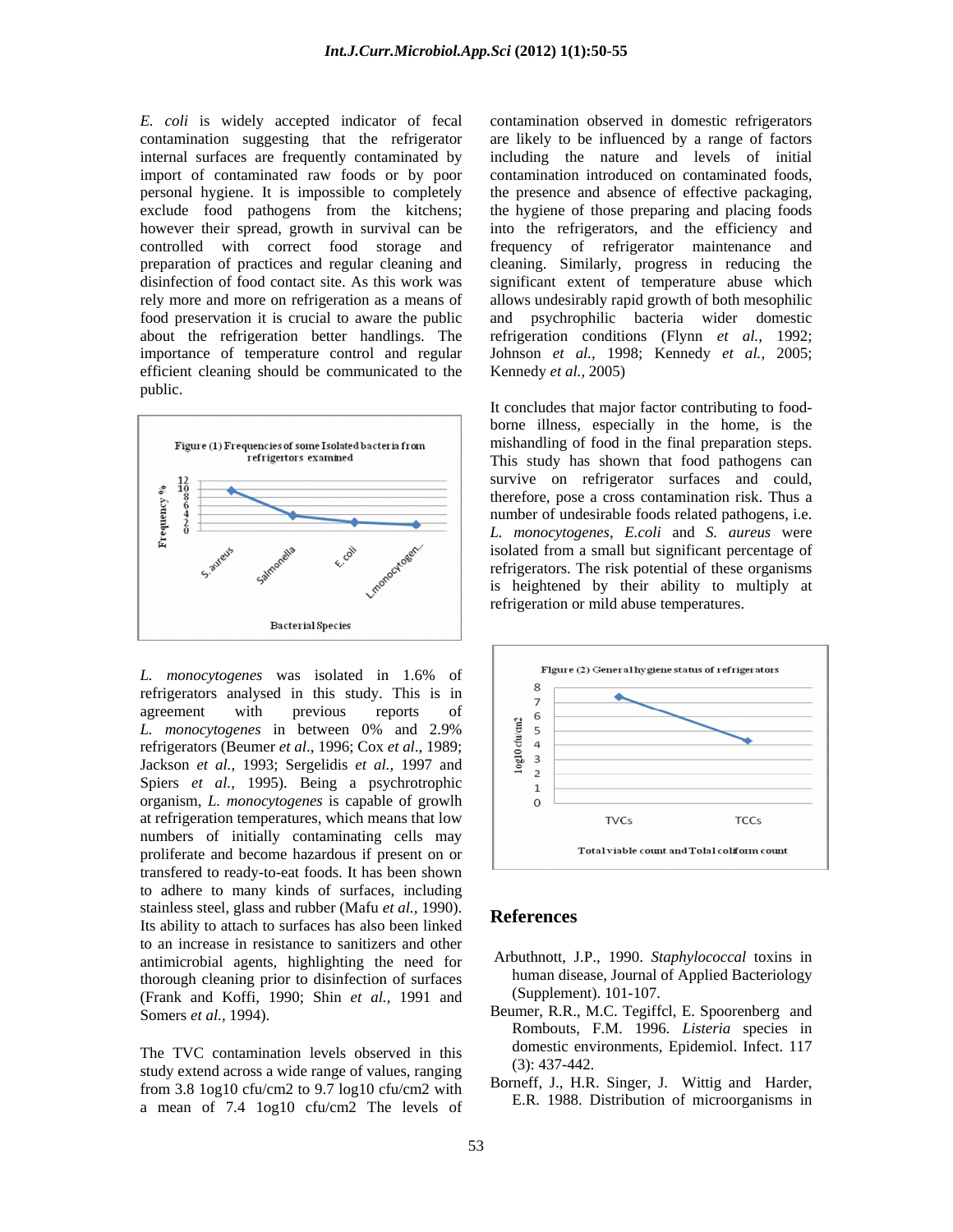*E. coli* is widely accepted indicator of fecal contamination suggesting that the refrigerator internal surfaces are frequently contaminated by import of contaminated raw foods or by poor personal hygiene. It is impossible to completely exclude food pathogens from the kitchens; however their spread, growth in survival can be controlled with correct food storage and preparation of practices and regular cleaning and disinfection of food contact site. As this work was rely more and more on refrigeration as a means of food preservation it is crucial to aware the public about the refrigeration better handlings. The importance of temperature control and regular efficient cleaning should be communicated to the public.

Figure (1) Frequencies of some Isolated bacteria from refrigertors examined

*L. monocytogenes* was isolated in 1.6% of refrigerators analysed in this study. This is in agreement with previous reports of *L. monocytogenes* in between 0% and 2.9% refrigerators (Beumer *et al*., 1996; Cox *et al*., 1989; Jackson *et al.,* 1993; Sergelidis *et al.,* 1997 and Spiers *et al.,* 1995). Being a psychrotrophic organism, *L. monocytogenes* is capable of growlh at refrigeration temperatures, which means that low numbers of initially contaminating cells may proliferate and become hazardous if present on or transfered to ready-to-eat foods. It has been shown to adhere to many kinds of surfaces, including stainless steel, glass and rubber (Mafu *et al.,* 1990). Its ability to attach to surfaces has also been linked to an increase in resistance to sanitizers and other antimicrobial agents, highlighting the need for thorough cleaning prior to disinfection of surfaces (Frank and Koffi, 1990; Shin *et al.,* 1991 and Somers *et al.,* 1994).

The TVC contamination levels observed in this study extend across a wide range of values, ranging from 3.8 log10 cfu/cm2 to 9.7 log10 cfu/cm2 with a mean of 7.4 log10 cfu/cm2 The levels of contamination observed in domestic refrigerators are likely to be influenced by a range of factors including the nature and levels of initial contamination introduced on contaminated foods, the presence and absence of effective packaging, the hygiene of those preparing and placing foods into the refrigerators, and the efficiency and frequency of refrigerator maintenance and cleaning. Similarly, progress in reducing the significant extent of temperature abuse which allows undesirably rapid growth of both mesophilic and psychrophilic bacteria wider domestic refrigeration conditions (Flynn *et al.,* 1992; Johnson *et al.,* 1998; Kennedy *et al.,* 2005; Kennedy *et al.,* 2005)

It concludes that major factor contributing to food-borne illness, especially in the home, is the mishandling of food in the final preparation steps. This study has shown that food pathogens can survive on refrigerator surfaces and could, therefore, pose a cross contamination risk. Thus a number of undesirable foods related pathogens, i.e. *L. monocytogenes*, *E.coli* and *S. aureus* were isolated from a small but significant percentage of refrigerators. The risk potential of these organisms is heightened by their ability to multiply at refrigeration or mild abuse temperatures.

Figure (2) General hygiene status of refrigerators

## References

Arbuthnott, J.P., 1990. *Staphylococcal* toxins in human disease, Journal of Applied Bacteriology (Supplement). 101-107.

Beumer, R.R., M.C. Tegiffcl, E. Spoorenberg and Rombouts, F.M. 1996. *Listeria* species in domestic environments, Epidemiol. Infect. 117 (3): 437-442.

Borneff, J., H.R. Singer, J. Wittig and Harder, E.R. 1988. Distribution of microorganisms in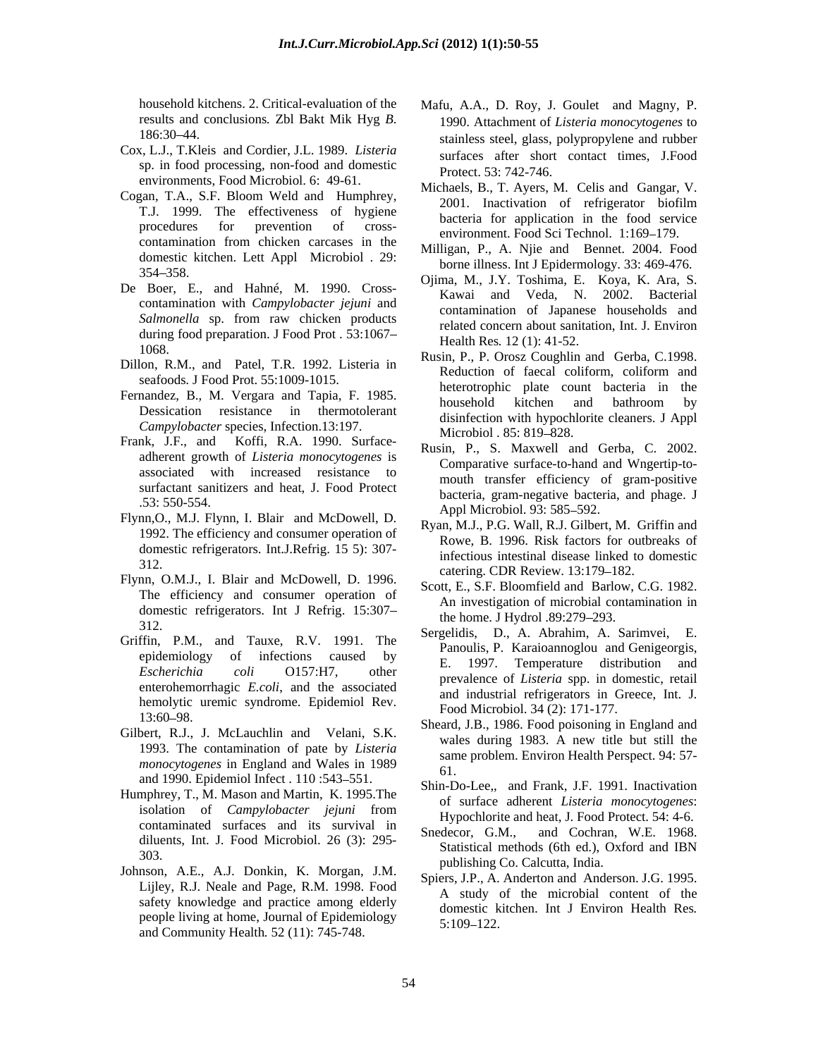household kitchens. 2. Critical-evaluation of the results and conclusions. Zbl Bakt Mik Hyg *B.* 186:30–44.

Cox, L.J., T.Kleis and Cordier, J.L. 1989. *Listeria* sp. in food processing, non-food and domestic environments, Food Microbiol. 6: 49-61.

Cogan, T.A., S.F. Bloom Weld and Humphrey, T.J. 1999. The effectiveness of hygiene procedures for prevention of cross-contamination from chicken carcases in the domestic kitchen. Lett Appl Microbiol . 29: 354–358.

De Boer, E., and Hahné, M. 1990. Cross-contamination with *Campylobacter jejuni* and *Salmonella* sp. from raw chicken products during food preparation. J Food Prot . 53:1067–1068.

Dillon, R.M., and Patel, T.R. 1992. Listeria in seafoods. J Food Prot. 55:1009-1015.

Fernandez, B., M. Vergara and Tapia, F. 1985. Dessication resistance in thermotolerant *Campylobacter* species, Infection.13:197.

Frank, J.F., and Koffi, R.A. 1990. Surface-adherent growth of *Listeria monocytogenes* is associated with increased resistance to surfactant sanitizers and heat, J. Food Protect .53: 550-554.

Flynn,O., M.J. Flynn, I. Blair and McDowell, D. 1992. The efficiency and consumer operation of domestic refrigerators. Int.J.Refrig. 15 5): 307-312.

Flynn, O.M.J., I. Blair and McDowell, D. 1996. The efficiency and consumer operation of domestic refrigerators. Int J Refrig. 15:307–312.

Griffin, P.M., and Tauxe, R.V. 1991. The epidemiology of infections caused by *Escherichia coli* O157:H7, other enterohemorrhagic *E.coli*, and the associated hemolytic uremic syndrome. Epidemiol Rev. 13:60–98.

Gilbert, R.J., J. McLauchlin and Velani, S.K. 1993. The contamination of pate by *Listeria monocytogenes* in England and Wales in 1989 and 1990. Epidemiol Infect . 110 :543–551.

Humphrey, T., M. Mason and Martin, K. 1995.The isolation of *Campylobacter jejuni* from contaminated surfaces and its survival in diluents, Int. J. Food Microbiol. 26 (3): 295-303.

Johnson, A.E., A.J. Donkin, K. Morgan, J.M. Lijley, R.J. Neale and Page, R.M. 1998. Food safety knowledge and practice among elderly people living at home, Journal of Epidemiology and Community Health*.* 52 (11): 745-748.

Mafu, A.A., D. Roy, J. Goulet and Magny, P. 1990. Attachment of *Listeria monocytogenes* to stainless steel, glass, polypropylene and rubber surfaces after short contact times, J.Food Protect. 53: 742-746.

Michaels, B., T. Ayers, M. Celis and Gangar, V. 2001. Inactivation of refrigerator biofilm bacteria for application in the food service environment. Food Sci Technol. 1:169–179.

Milligan, P., A. Njie and Bennet. 2004. Food borne illness. Int J Epidermology. 33: 469-476.

Ojima, M., J.Y. Toshima, E. Koya, K. Ara, S. Kawai and Veda, N. 2002. Bacterial contamination of Japanese households and related concern about sanitation, Int. J. Environ Health Res*.* 12 (1): 41-52.

Rusin, P., P. Orosz Coughlin and Gerba, C.1998. Reduction of faecal coliform, coliform and heterotrophic plate count bacteria in the household kitchen and bathroom by disinfection with hypochlorite cleaners. J Appl Microbiol . 85: 819–828.

Rusin, P., S. Maxwell and Gerba, C. 2002. Comparative surface-to-hand and Wngertip-to-mouth transfer efficiency of gram-positive bacteria, gram-negative bacteria, and phage. J Appl Microbiol. 93: 585–592.

Ryan, M.J., P.G. Wall, R.J. Gilbert, M. Griffin and Rowe, B. 1996. Risk factors for outbreaks of infectious intestinal disease linked to domestic catering. CDR Review. 13:179–182.

Scott, E., S.F. Bloomfield and Barlow, C.G. 1982. An investigation of microbial contamination in the home. J Hydrol .89:279–293.

Sergelidis, D., A. Abrahim, A. Sarimvei, E. Panoulis, P. Karaioannoglou and Genigeorgis, E. 1997. Temperature distribution and prevalence of *Listeria* spp. in domestic, retail and industrial refrigerators in Greece, Int. J. Food Microbiol. 34 (2): 171-177.

Sheard, J.B., 1986. Food poisoning in England and wales during 1983. A new title but still the same problem. Environ Health Perspect. 94: 57-61.

Shin-Do-Lee,, and Frank, J.F. 1991. Inactivation of surface adherent *Listeria monocytogenes*: Hypochlorite and heat, J. Food Protect. 54: 4-6.

Snedecor, G.M., and Cochran, W.E. 1968. Statistical methods (6th ed.), Oxford and IBN publishing Co. Calcutta, India.

Spiers, J.P., A. Anderton and Anderson. J.G. 1995. A study of the microbial content of the domestic kitchen. Int J Environ Health Res*.* 5:109–122.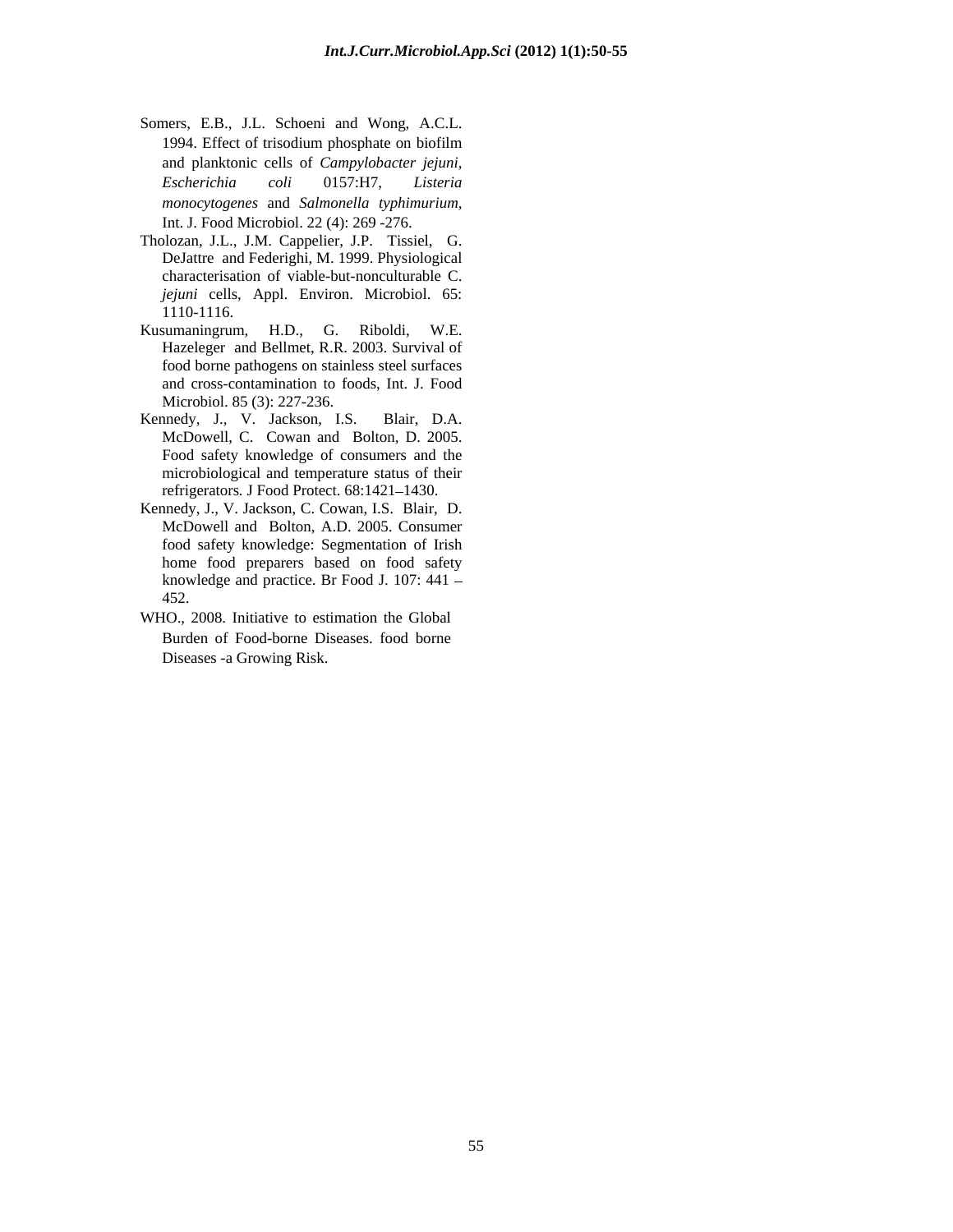Somers, E.B., J.L. Schoeni and Wong, A.C.L. 1994. Effect of trisodium phosphate on biofilm and planktonic cells of *Campylobacter jejuni*, *Escherichia coli* 0157:H7, *Listeria monocytogenes* and *Salmonella typhimurium*, Int. J. Food Microbiol. 22 (4): 269 -276.

Tholozan, J.L., J.M. Cappelier, J.P. Tissiel, G. DeJattre and Federighi, M. 1999. Physiological characterisation of viable-but-nonculturable C. *jejuni* cells, Appl. Environ. Microbiol. 65: 1110-1116.

Kusumaningrum, H.D., G. Riboldi, W.E. Hazeleger and Bellmet, R.R. 2003. Survival of food borne pathogens on stainless steel surfaces and cross-contamination to foods, Int. J. Food Microbiol. 85 (3): 227-236.

Kennedy, J., V. Jackson, I.S. Blair, D.A. McDowell, C. Cowan and Bolton, D. 2005. Food safety knowledge of consumers and the microbiological and temperature status of their refrigerators. J Food Protect. 68:1421–1430.

Kennedy, J., V. Jackson, C. Cowan, I.S. Blair, D. McDowell and Bolton, A.D. 2005. Consumer food safety knowledge: Segmentation of Irish home food preparers based on food safety knowledge and practice. Br Food J. 107: 441 – 452.

WHO., 2008. Initiative to estimation the Global Burden of Food-borne Diseases. food borne Diseases -a Growing Risk.